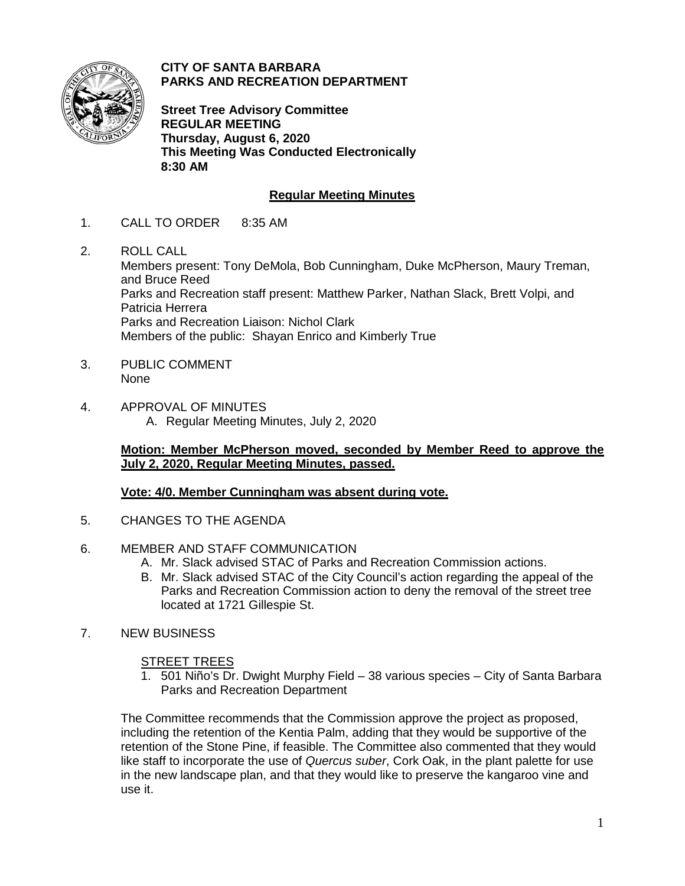**CITY OF SANTA BARBARA**
**PARKS AND RECREATION DEPARTMENT**

**Street Tree Advisory Committee**
**REGULAR MEETING**
**Thursday, August 6, 2020**
**This Meeting Was Conducted Electronically**
**8:30 AM**

## Regular Meeting Minutes

1. CALL TO ORDER 8:35 AM

2. ROLL CALL
   Members present: Tony DeMola, Bob Cunningham, Duke McPherson, Maury Treman, and Bruce Reed
   Parks and Recreation staff present: Matthew Parker, Nathan Slack, Brett Volpi, and Patricia Herrera
   Parks and Recreation Liaison: Nichol Clark
   Members of the public: Shayan Enrico and Kimberly True

3. PUBLIC COMMENT
   None

4. APPROVAL OF MINUTES
   A. Regular Meeting Minutes, July 2, 2020

   **Motion: Member McPherson moved, seconded by Member Reed to approve the July 2, 2020, Regular Meeting Minutes, passed.**

   **Vote: 4/0. Member Cunningham was absent during vote.**

5. CHANGES TO THE AGENDA

6. MEMBER AND STAFF COMMUNICATION
   A. Mr. Slack advised STAC of Parks and Recreation Commission actions.
   B. Mr. Slack advised STAC of the City Council's action regarding the appeal of the Parks and Recreation Commission action to deny the removal of the street tree located at 1721 Gillespie St.

7. NEW BUSINESS

   STREET TREES
   1. 501 Niño's Dr. Dwight Murphy Field – 38 various species – City of Santa Barbara Parks and Recreation Department

   The Committee recommends that the Commission approve the project as proposed, including the retention of the Kentia Palm, adding that they would be supportive of the retention of the Stone Pine, if feasible. The Committee also commented that they would like staff to incorporate the use of *Quercus suber*, Cork Oak, in the plant palette for use in the new landscape plan, and that they would like to preserve the kangaroo vine and use it.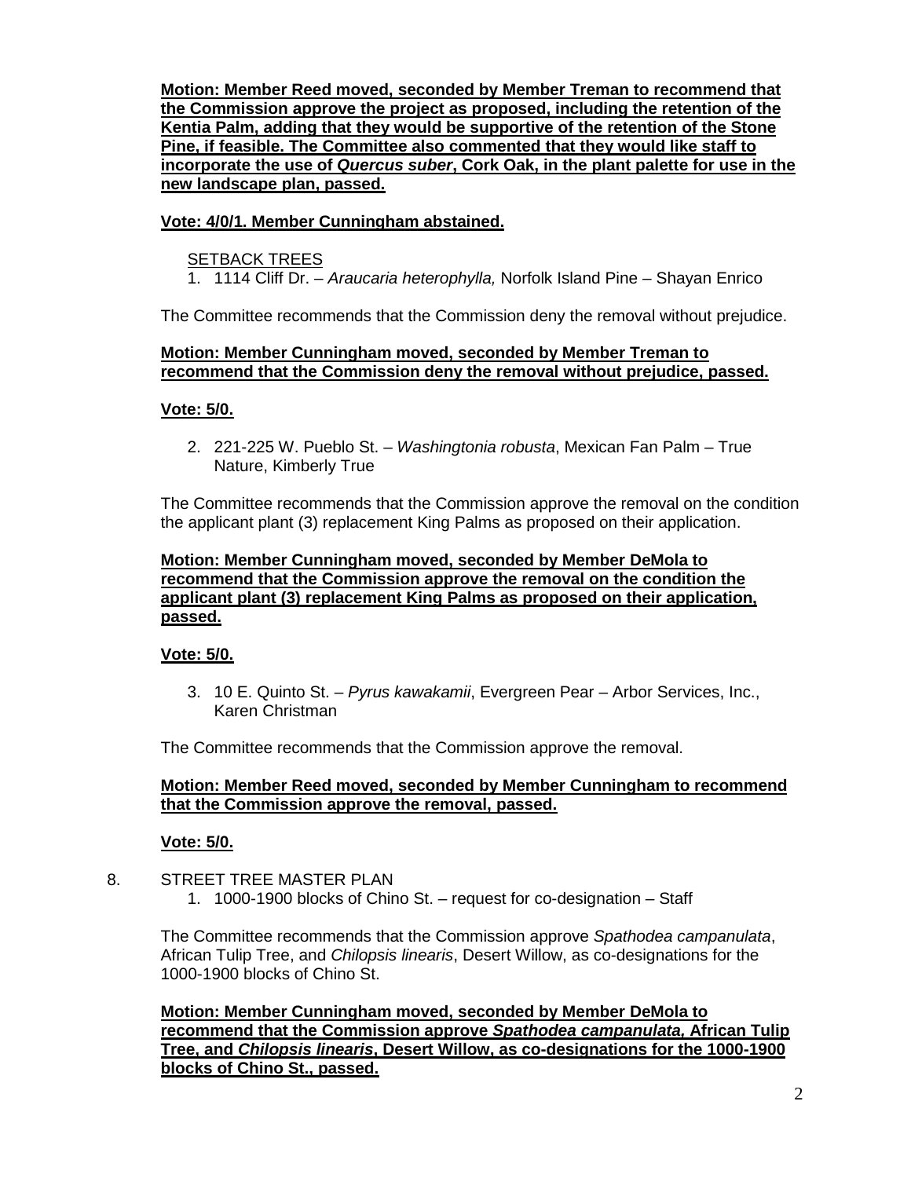**Motion: Member Reed moved, seconded by Member Treman to recommend that the Commission approve the project as proposed, including the retention of the Kentia Palm, adding that they would be supportive of the retention of the Stone Pine, if feasible. The Committee also commented that they would like staff to incorporate the use of *Quercus suber*, Cork Oak, in the plant palette for use in the new landscape plan, passed.**

**Vote: 4/0/1. Member Cunningham abstained.**

SETBACK TREES

1. 1114 Cliff Dr. – *Araucaria heterophylla,* Norfolk Island Pine – Shayan Enrico

The Committee recommends that the Commission deny the removal without prejudice.

**Motion: Member Cunningham moved, seconded by Member Treman to recommend that the Commission deny the removal without prejudice, passed.**

**Vote: 5/0.**

2. 221-225 W. Pueblo St. – *Washingtonia robusta*, Mexican Fan Palm – True Nature, Kimberly True

The Committee recommends that the Commission approve the removal on the condition the applicant plant (3) replacement King Palms as proposed on their application.

**Motion: Member Cunningham moved, seconded by Member DeMola to recommend that the Commission approve the removal on the condition the applicant plant (3) replacement King Palms as proposed on their application, passed.**

**Vote: 5/0.**

3. 10 E. Quinto St. – *Pyrus kawakamii*, Evergreen Pear – Arbor Services, Inc., Karen Christman

The Committee recommends that the Commission approve the removal.

**Motion: Member Reed moved, seconded by Member Cunningham to recommend that the Commission approve the removal, passed.**

**Vote: 5/0.**

8. STREET TREE MASTER PLAN
   1. 1000-1900 blocks of Chino St. – request for co-designation – Staff

The Committee recommends that the Commission approve *Spathodea campanulata*, African Tulip Tree, and *Chilopsis linearis*, Desert Willow, as co-designations for the 1000-1900 blocks of Chino St.

**Motion: Member Cunningham moved, seconded by Member DeMola to recommend that the Commission approve *Spathodea campanulata,* African Tulip Tree, and *Chilopsis linearis*, Desert Willow, as co-designations for the 1000-1900 blocks of Chino St., passed.**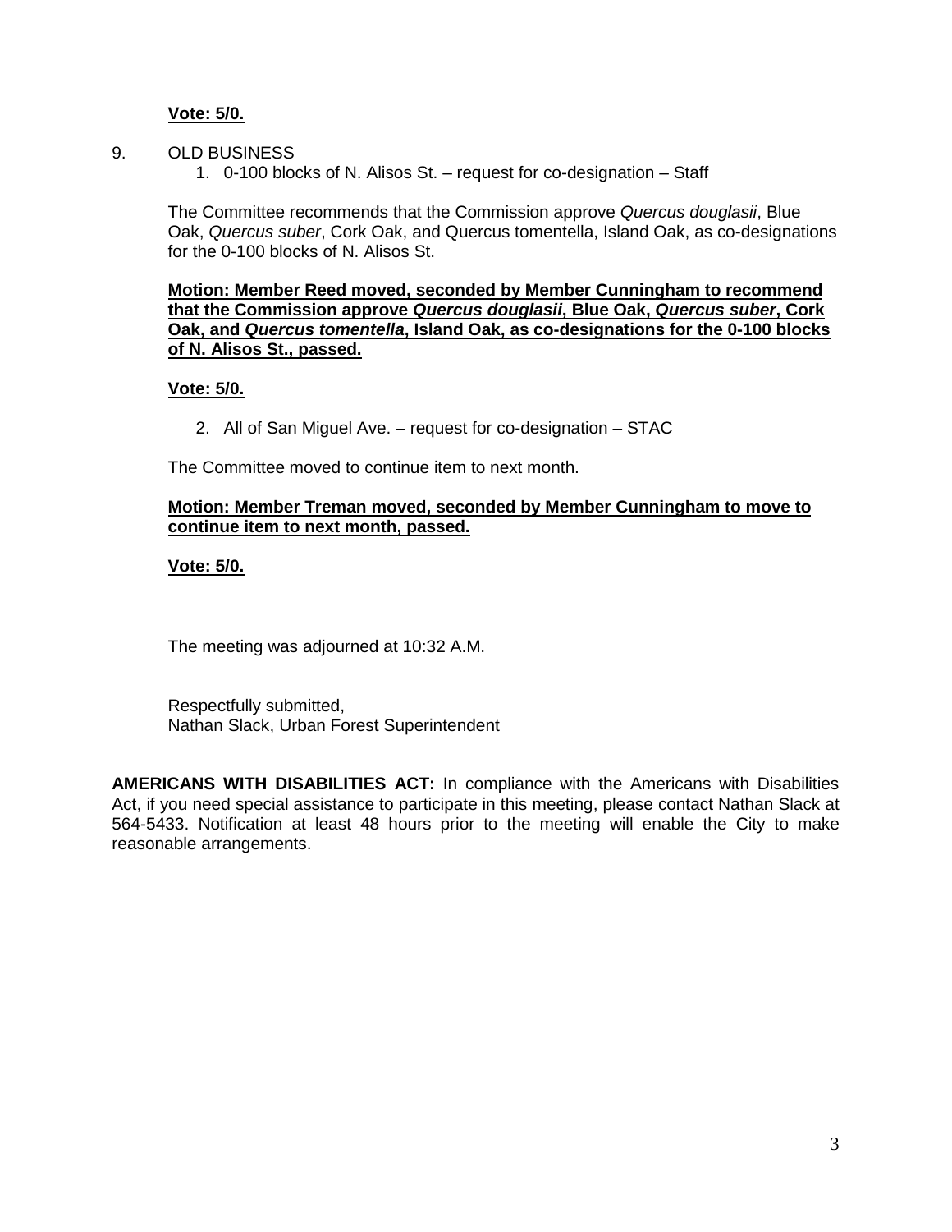**Vote: 5/0.**

9. OLD BUSINESS
    1. 0-100 blocks of N. Alisos St. – request for co-designation – Staff

The Committee recommends that the Commission approve *Quercus douglasii*, Blue Oak, *Quercus suber*, Cork Oak, and Quercus tomentella, Island Oak, as co-designations for the 0-100 blocks of N. Alisos St.

**Motion: Member Reed moved, seconded by Member Cunningham to recommend that the Commission approve *Quercus douglasii*, Blue Oak, *Quercus suber*, Cork Oak, and *Quercus tomentella*, Island Oak, as co-designations for the 0-100 blocks of N. Alisos St., passed.**

**Vote: 5/0.**

2. All of San Miguel Ave. – request for co-designation – STAC

The Committee moved to continue item to next month.

**Motion: Member Treman moved, seconded by Member Cunningham to move to continue item to next month, passed.**

**Vote: 5/0.**

The meeting was adjourned at 10:32 A.M.

Respectfully submitted,
Nathan Slack, Urban Forest Superintendent

**AMERICANS WITH DISABILITIES ACT:** In compliance with the Americans with Disabilities Act, if you need special assistance to participate in this meeting, please contact Nathan Slack at 564-5433. Notification at least 48 hours prior to the meeting will enable the City to make reasonable arrangements.